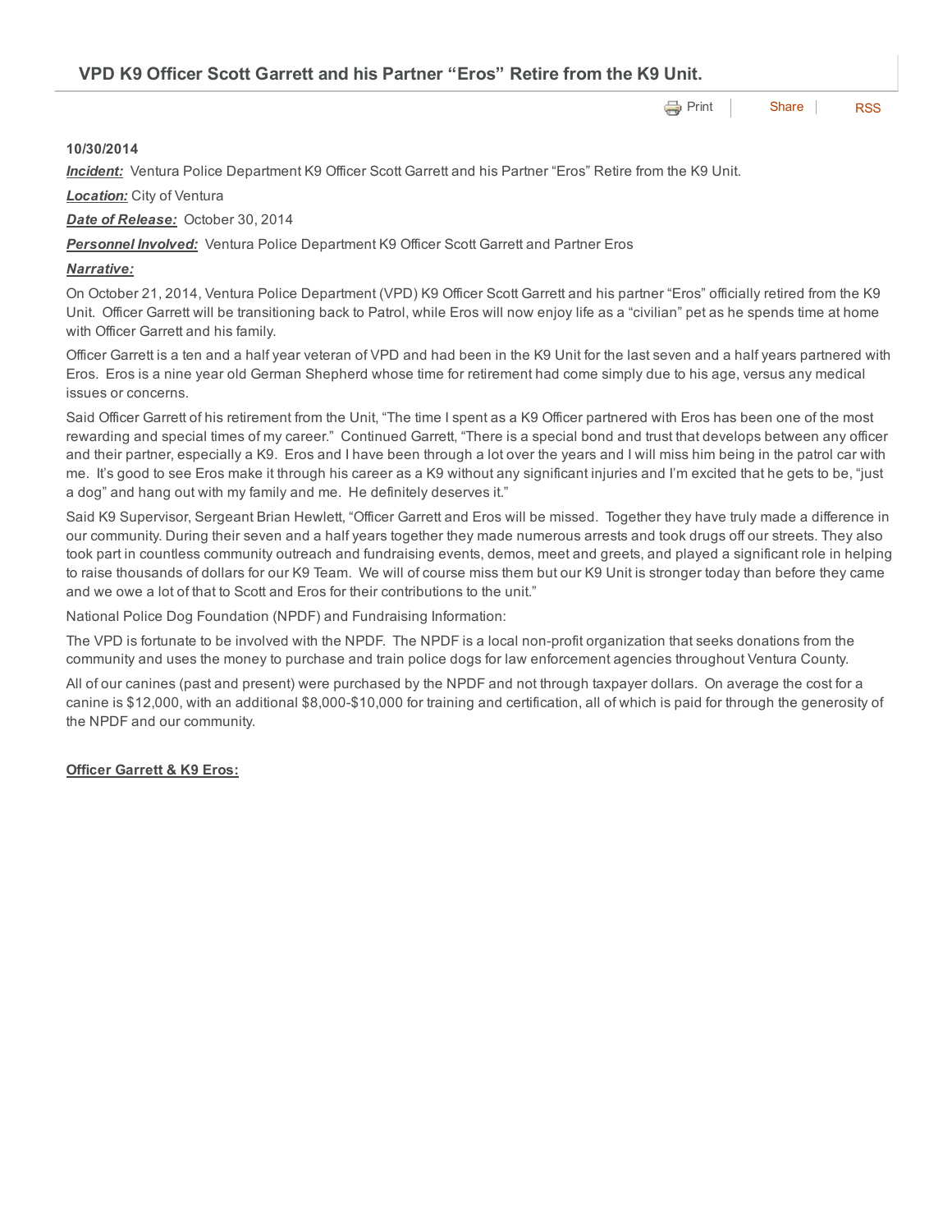# VPD K9 Officer Scott Garrett and his Partner "Eros" Retire from the K9 Unit.

Print | Share | RSS

**10/30/2014**

***Incident:*** Ventura Police Department K9 Officer Scott Garrett and his Partner "Eros" Retire from the K9 Unit.

***Location:*** City of Ventura

***Date of Release:*** October 30, 2014

***Personnel Involved:*** Ventura Police Department K9 Officer Scott Garrett and Partner Eros

***Narrative:***

On October 21, 2014, Ventura Police Department (VPD) K9 Officer Scott Garrett and his partner "Eros" officially retired from the K9 Unit. Officer Garrett will be transitioning back to Patrol, while Eros will now enjoy life as a "civilian" pet as he spends time at home with Officer Garrett and his family.

Officer Garrett is a ten and a half year veteran of VPD and had been in the K9 Unit for the last seven and a half years partnered with Eros. Eros is a nine year old German Shepherd whose time for retirement had come simply due to his age, versus any medical issues or concerns.

Said Officer Garrett of his retirement from the Unit, "The time I spent as a K9 Officer partnered with Eros has been one of the most rewarding and special times of my career." Continued Garrett, "There is a special bond and trust that develops between any officer and their partner, especially a K9. Eros and I have been through a lot over the years and I will miss him being in the patrol car with me. It's good to see Eros make it through his career as a K9 without any significant injuries and I'm excited that he gets to be, "just a dog" and hang out with my family and me. He definitely deserves it."

Said K9 Supervisor, Sergeant Brian Hewlett, "Officer Garrett and Eros will be missed. Together they have truly made a difference in our community. During their seven and a half years together they made numerous arrests and took drugs off our streets. They also took part in countless community outreach and fundraising events, demos, meet and greets, and played a significant role in helping to raise thousands of dollars for our K9 Team. We will of course miss them but our K9 Unit is stronger today than before they came and we owe a lot of that to Scott and Eros for their contributions to the unit."

National Police Dog Foundation (NPDF) and Fundraising Information:

The VPD is fortunate to be involved with the NPDF. The NPDF is a local non-profit organization that seeks donations from the community and uses the money to purchase and train police dogs for law enforcement agencies throughout Ventura County.

All of our canines (past and present) were purchased by the NPDF and not through taxpayer dollars. On average the cost for a canine is $12,000, with an additional $8,000-$10,000 for training and certification, all of which is paid for through the generosity of the NPDF and our community.

**Officer Garrett & K9 Eros:**